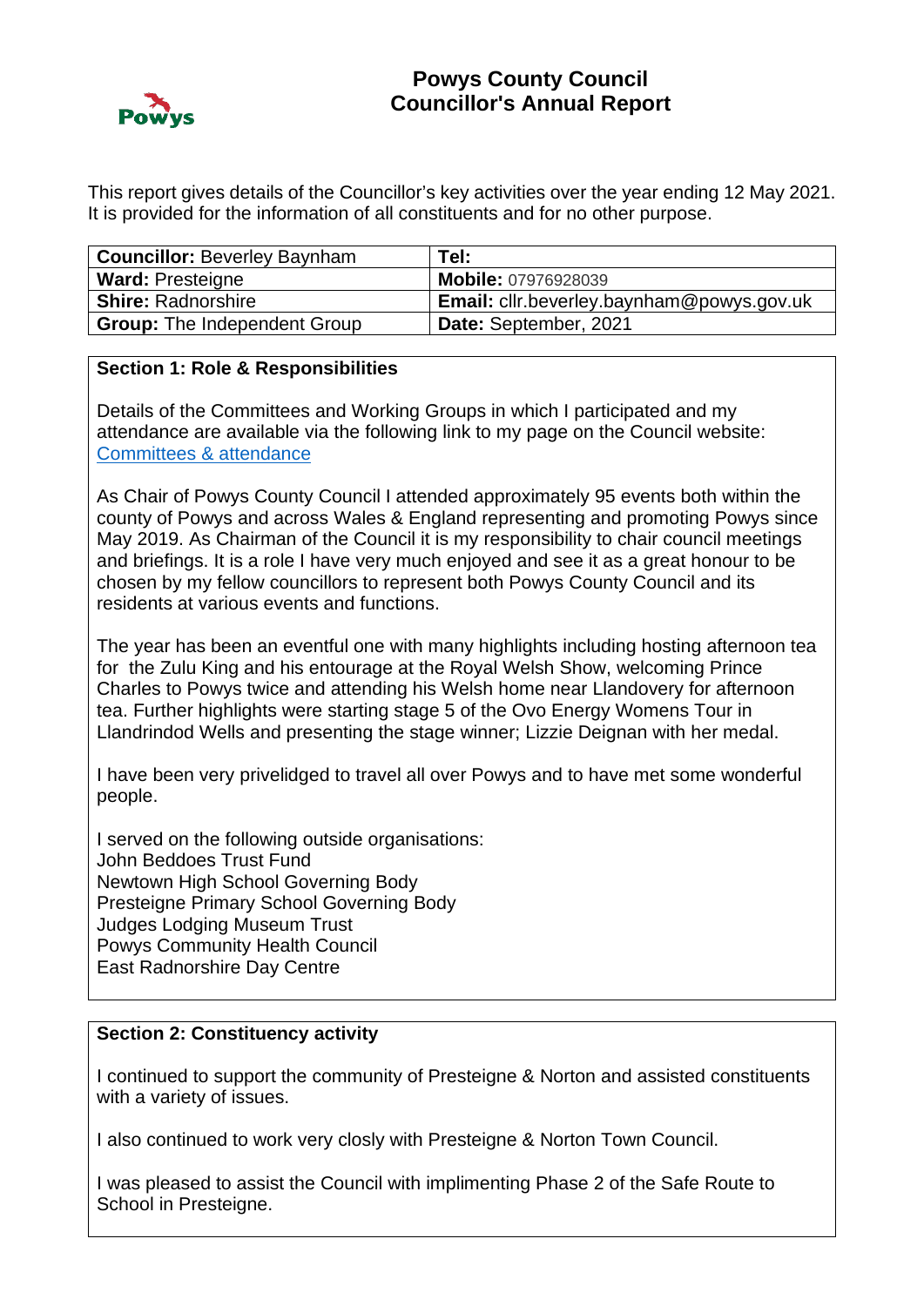# Powys County Council
## Councillor's Annual Report

This report gives details of the Councillor's key activities over the year ending 12 May 2021. It is provided for the information of all constituents and for no other purpose.

| **Councillor:** Beverley Baynham | **Tel:** |
|---|---|
| **Ward:** Presteigne | **Mobile:** 07976928039 |
| **Shire:** Radnorshire | **Email:** cllr.beverley.baynham@powys.gov.uk |
| **Group:** The Independent Group | **Date:** September, 2021 |

### Section 1: Role & Responsibilities

Details of the Committees and Working Groups in which I participated and my attendance are available via the following link to my page on the Council website: Committees & attendance

As Chair of Powys County Council I attended approximately 95 events both within the county of Powys and across Wales & England representing and promoting Powys since May 2019. As Chairman of the Council it is my responsibility to chair council meetings and briefings. It is a role I have very much enjoyed and see it as a great honour to be chosen by my fellow councillors to represent both Powys County Council and its residents at various events and functions.

The year has been an eventful one with many highlights including hosting afternoon tea for the Zulu King and his entourage at the Royal Welsh Show, welcoming Prince Charles to Powys twice and attending his Welsh home near Llandovery for afternoon tea. Further highlights were starting stage 5 of the Ovo Energy Womens Tour in Llandrindod Wells and presenting the stage winner; Lizzie Deignan with her medal.

I have been very privelidged to travel all over Powys and to have met some wonderful people.

I served on the following outside organisations:
John Beddoes Trust Fund
Newtown High School Governing Body
Presteigne Primary School Governing Body
Judges Lodging Museum Trust
Powys Community Health Council
East Radnorshire Day Centre

### Section 2: Constituency activity

I continued to support the community of Presteigne & Norton and assisted constituents with a variety of issues.

I also continued to work very closly with Presteigne & Norton Town Council.

I was pleased to assist the Council with implimenting Phase 2 of the Safe Route to School in Presteigne.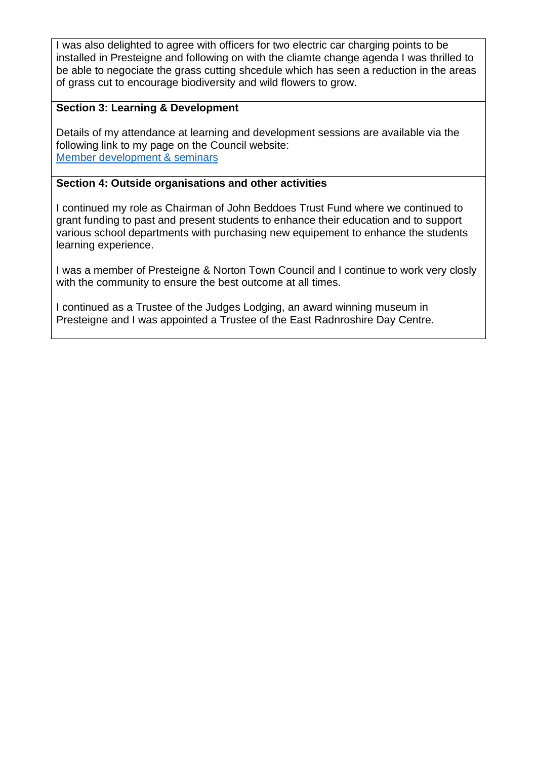I was also delighted to agree with officers for two electric car charging points to be installed in Presteigne and following on with the cliamte change agenda I was thrilled to be able to negociate the grass cutting shcedule which has seen a reduction in the areas of grass cut to encourage biodiversity and wild flowers to grow.

**Section 3: Learning & Development**

Details of my attendance at learning and development sessions are available via the following link to my page on the Council website:
Member development & seminars

**Section 4: Outside organisations and other activities**

I continued my role as Chairman of John Beddoes Trust Fund where we continued to grant funding to past and present students to enhance their education and to support various school departments with purchasing new equipement to enhance the students learning experience.

I was a member of Presteigne & Norton Town Council and I continue to work very closly with the community to ensure the best outcome at all times.

I continued as a Trustee of the Judges Lodging, an award winning museum in Presteigne and I was appointed a Trustee of the East Radnroshire Day Centre.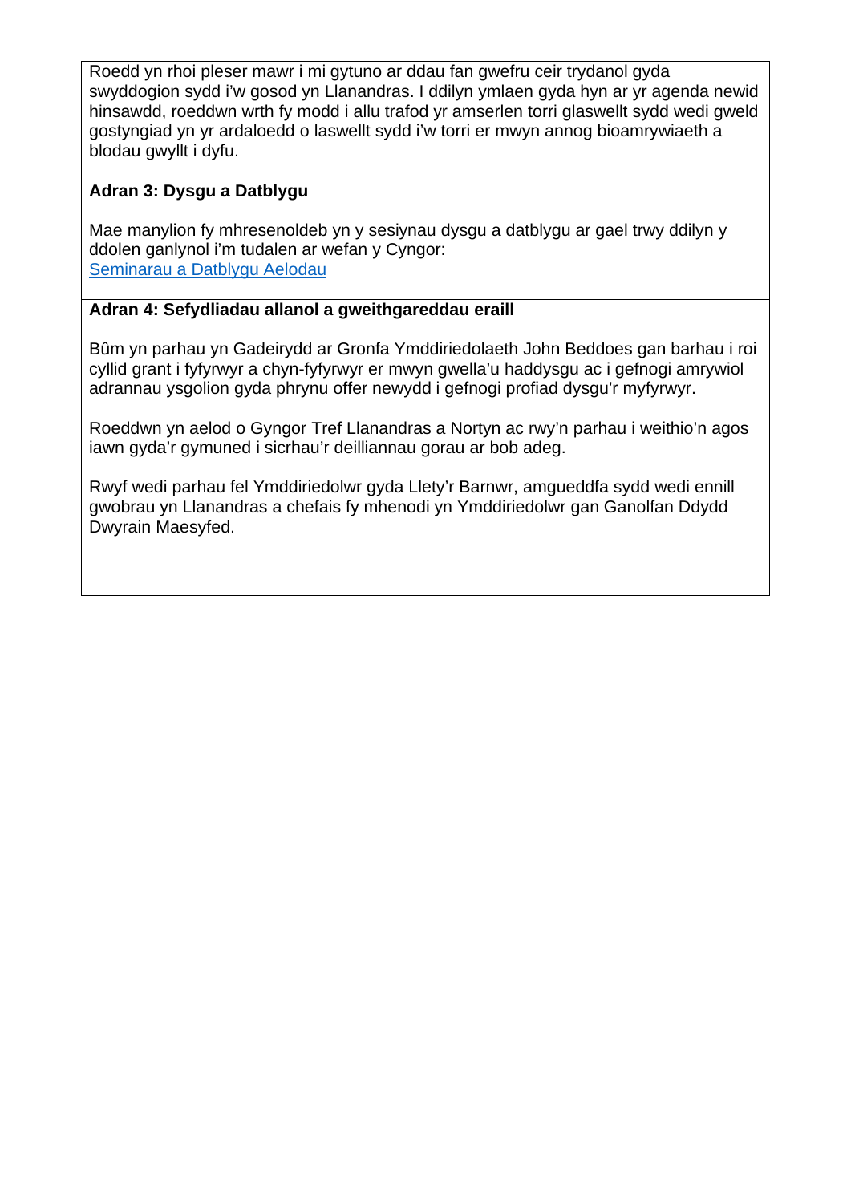Roedd yn rhoi pleser mawr i mi gytuno ar ddau fan gwefru ceir trydanol gyda swyddogion sydd i'w gosod yn Llanandras. I ddilyn ymlaen gyda hyn ar yr agenda newid hinsawdd, roeddwn wrth fy modd i allu trafod yr amserlen torri glaswellt sydd wedi gweld gostyngiad yn yr ardaloedd o laswellt sydd i'w torri er mwyn annog bioamrywiaeth a blodau gwyllt i dyfu.

**Adran 3: Dysgu a Datblygu**

Mae manylion fy mhresenoldeb yn y sesiynau dysgu a datblygu ar gael trwy ddilyn y ddolen ganlynol i'm tudalen ar wefan y Cyngor:
[Seminarau a Datblygu Aelodau]

**Adran 4: Sefydliadau allanol a gweithgareddau eraill**

Bûm yn parhau yn Gadeirydd ar Gronfa Ymddiriedolaeth John Beddoes gan barhau i roi cyllid grant i fyfyrwyr a chyn-fyfyrwyr er mwyn gwella'u haddysgu ac i gefnogi amrywiol adrannau ysgolion gyda phrynu offer newydd i gefnogi profiad dysgu'r myfyrwyr.

Roeddwn yn aelod o Gyngor Tref Llanandras a Nortyn ac rwy'n parhau i weithio'n agos iawn gyda'r gymuned i sicrhau'r deilliannau gorau ar bob adeg.

Rwyf wedi parhau fel Ymddiriedolwr gyda Llety'r Barnwr, amgueddfa sydd wedi ennill gwobrau yn Llanandras a chefais fy mhenodi yn Ymddiriedolwr gan Ganolfan Ddydd Dwyrain Maesyfed.